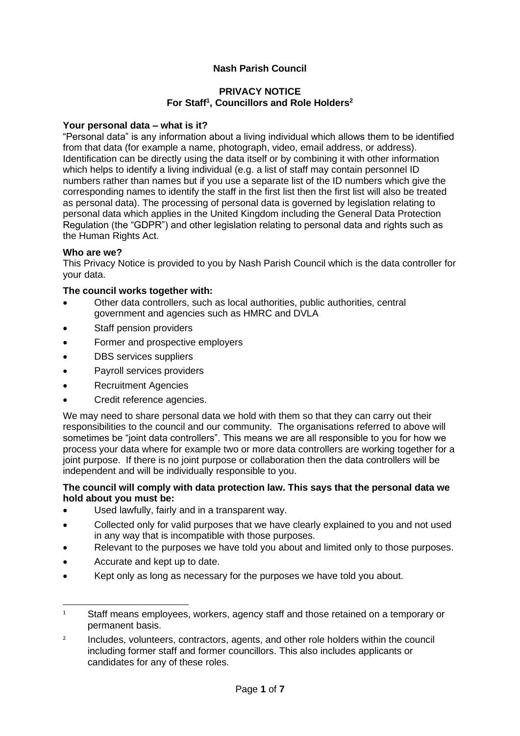# Nash Parish Council

## PRIVACY NOTICE
## For Staff[1], Councillors and Role Holders[2]

**Your personal data – what is it?**

"Personal data" is any information about a living individual which allows them to be identified from that data (for example a name, photograph, video, email address, or address). Identification can be directly using the data itself or by combining it with other information which helps to identify a living individual (e.g. a list of staff may contain personnel ID numbers rather than names but if you use a separate list of the ID numbers which give the corresponding names to identify the staff in the first list then the first list will also be treated as personal data). The processing of personal data is governed by legislation relating to personal data which applies in the United Kingdom including the General Data Protection Regulation (the "GDPR") and other legislation relating to personal data and rights such as the Human Rights Act.

**Who are we?**

This Privacy Notice is provided to you by Nash Parish Council which is the data controller for your data.

**The council works together with:**

- Other data controllers, such as local authorities, public authorities, central government and agencies such as HMRC and DVLA
- Staff pension providers
- Former and prospective employers
- DBS services suppliers
- Payroll services providers
- Recruitment Agencies
- Credit reference agencies.

We may need to share personal data we hold with them so that they can carry out their responsibilities to the council and our community. The organisations referred to above will sometimes be "joint data controllers". This means we are all responsible to you for how we process your data where for example two or more data controllers are working together for a joint purpose. If there is no joint purpose or collaboration then the data controllers will be independent and will be individually responsible to you.

**The council will comply with data protection law. This says that the personal data we hold about you must be:**

- Used lawfully, fairly and in a transparent way.
- Collected only for valid purposes that we have clearly explained to you and not used in any way that is incompatible with those purposes.
- Relevant to the purposes we have told you about and limited only to those purposes.
- Accurate and kept up to date.
- Kept only as long as necessary for the purposes we have told you about.

---

[1] Staff means employees, workers, agency staff and those retained on a temporary or permanent basis.

[2] Includes, volunteers, contractors, agents, and other role holders within the council including former staff and former councillors. This also includes applicants or candidates for any of these roles.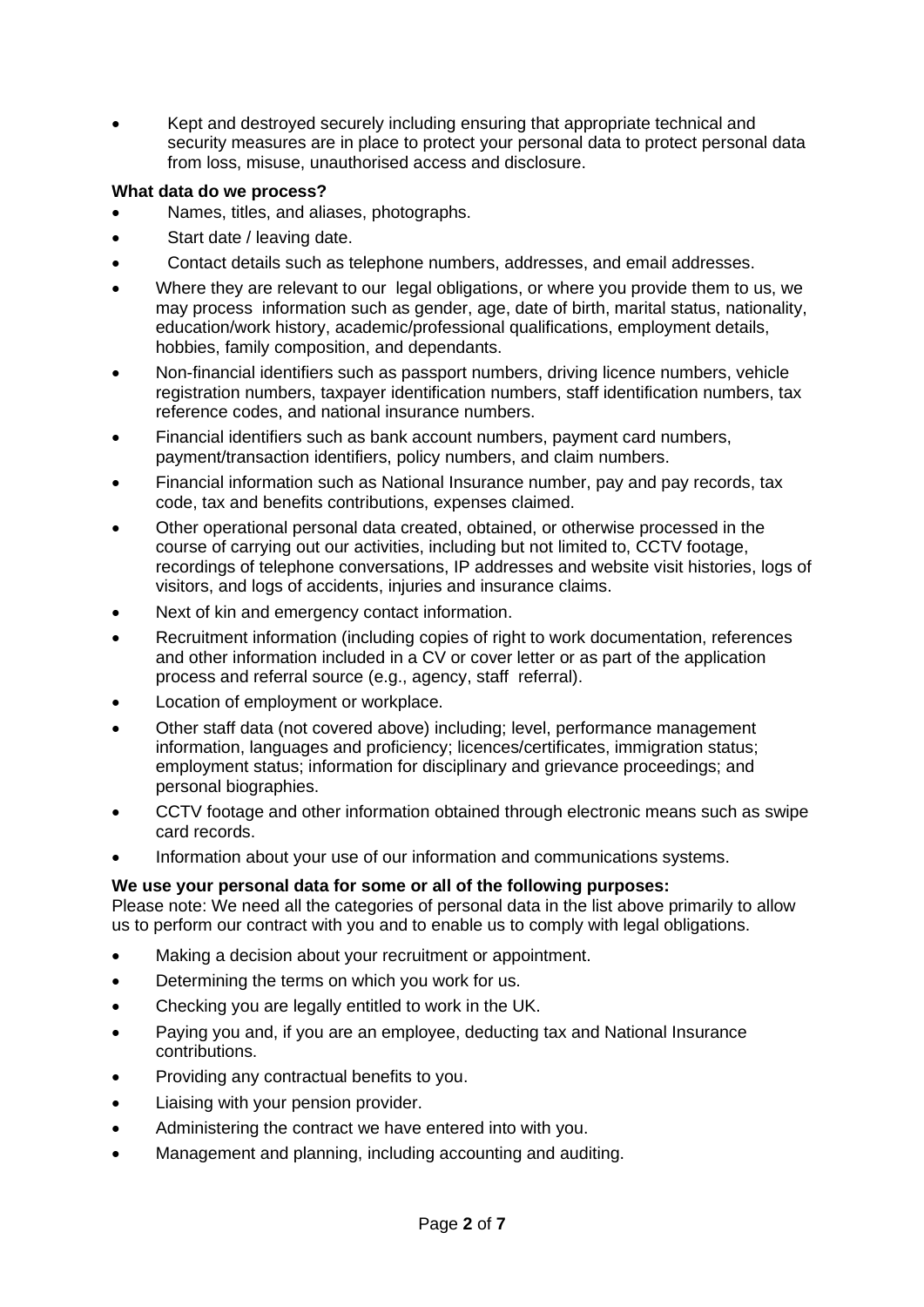- Kept and destroyed securely including ensuring that appropriate technical and security measures are in place to protect your personal data to protect personal data from loss, misuse, unauthorised access and disclosure.

**What data do we process?**

- Names, titles, and aliases, photographs.
- Start date / leaving date.
- Contact details such as telephone numbers, addresses, and email addresses.
- Where they are relevant to our legal obligations, or where you provide them to us, we may process information such as gender, age, date of birth, marital status, nationality, education/work history, academic/professional qualifications, employment details, hobbies, family composition, and dependants.
- Non-financial identifiers such as passport numbers, driving licence numbers, vehicle registration numbers, taxpayer identification numbers, staff identification numbers, tax reference codes, and national insurance numbers.
- Financial identifiers such as bank account numbers, payment card numbers, payment/transaction identifiers, policy numbers, and claim numbers.
- Financial information such as National Insurance number, pay and pay records, tax code, tax and benefits contributions, expenses claimed.
- Other operational personal data created, obtained, or otherwise processed in the course of carrying out our activities, including but not limited to, CCTV footage, recordings of telephone conversations, IP addresses and website visit histories, logs of visitors, and logs of accidents, injuries and insurance claims.
- Next of kin and emergency contact information.
- Recruitment information (including copies of right to work documentation, references and other information included in a CV or cover letter or as part of the application process and referral source (e.g., agency, staff referral).
- Location of employment or workplace.
- Other staff data (not covered above) including; level, performance management information, languages and proficiency; licences/certificates, immigration status; employment status; information for disciplinary and grievance proceedings; and personal biographies.
- CCTV footage and other information obtained through electronic means such as swipe card records.
- Information about your use of our information and communications systems.

**We use your personal data for some or all of the following purposes:**

Please note: We need all the categories of personal data in the list above primarily to allow us to perform our contract with you and to enable us to comply with legal obligations.

- Making a decision about your recruitment or appointment.
- Determining the terms on which you work for us.
- Checking you are legally entitled to work in the UK.
- Paying you and, if you are an employee, deducting tax and National Insurance contributions.
- Providing any contractual benefits to you.
- Liaising with your pension provider.
- Administering the contract we have entered into with you.
- Management and planning, including accounting and auditing.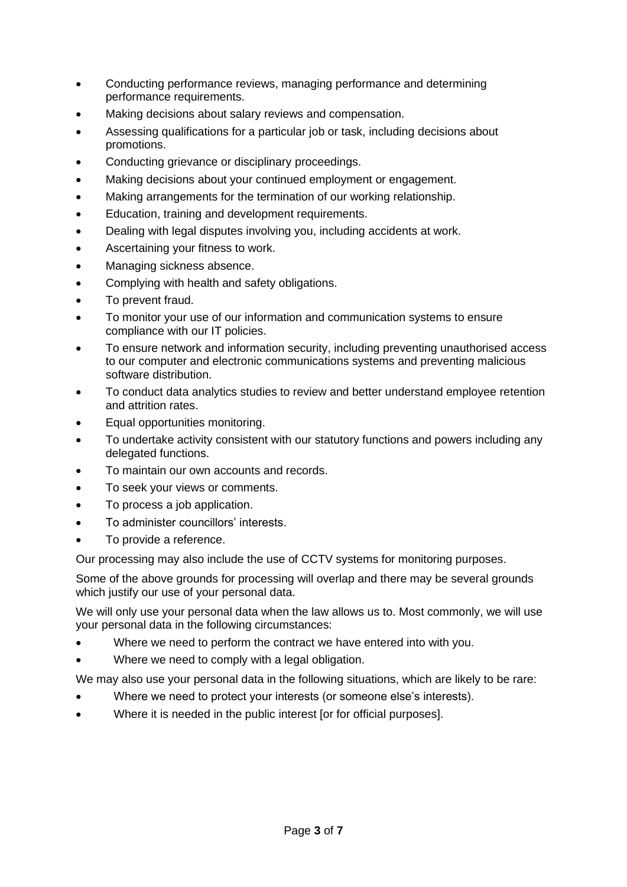- Conducting performance reviews, managing performance and determining performance requirements.
- Making decisions about salary reviews and compensation.
- Assessing qualifications for a particular job or task, including decisions about promotions.
- Conducting grievance or disciplinary proceedings.
- Making decisions about your continued employment or engagement.
- Making arrangements for the termination of our working relationship.
- Education, training and development requirements.
- Dealing with legal disputes involving you, including accidents at work.
- Ascertaining your fitness to work.
- Managing sickness absence.
- Complying with health and safety obligations.
- To prevent fraud.
- To monitor your use of our information and communication systems to ensure compliance with our IT policies.
- To ensure network and information security, including preventing unauthorised access to our computer and electronic communications systems and preventing malicious software distribution.
- To conduct data analytics studies to review and better understand employee retention and attrition rates.
- Equal opportunities monitoring.
- To undertake activity consistent with our statutory functions and powers including any delegated functions.
- To maintain our own accounts and records.
- To seek your views or comments.
- To process a job application.
- To administer councillors' interests.
- To provide a reference.

Our processing may also include the use of CCTV systems for monitoring purposes.

Some of the above grounds for processing will overlap and there may be several grounds which justify our use of your personal data.

We will only use your personal data when the law allows us to. Most commonly, we will use your personal data in the following circumstances:

- Where we need to perform the contract we have entered into with you.
- Where we need to comply with a legal obligation.

We may also use your personal data in the following situations, which are likely to be rare:

- Where we need to protect your interests (or someone else's interests).
- Where it is needed in the public interest [or for official purposes].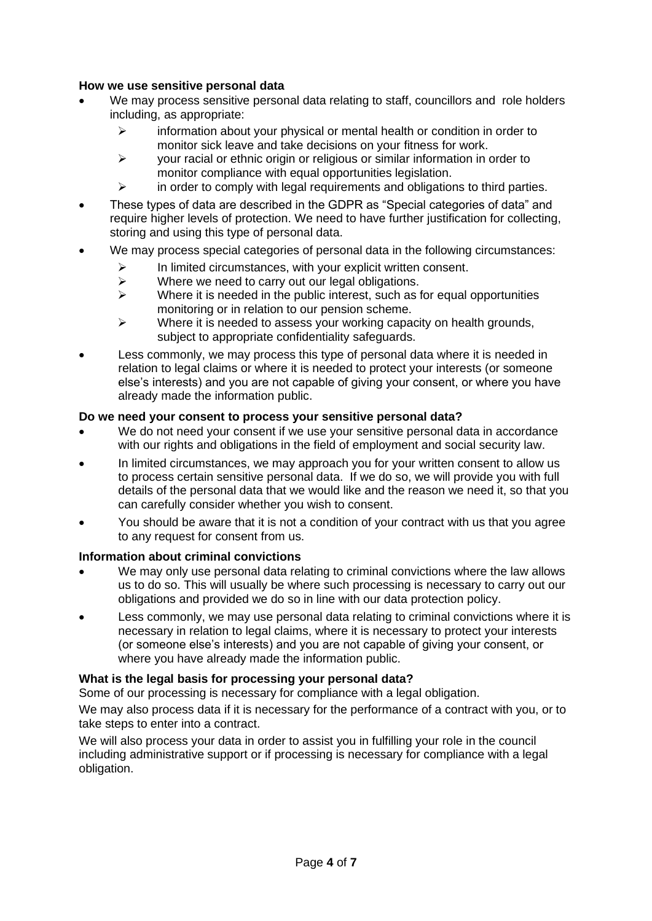**How we use sensitive personal data**

- We may process sensitive personal data relating to staff, councillors and role holders including, as appropriate:
  - information about your physical or mental health or condition in order to monitor sick leave and take decisions on your fitness for work.
  - your racial or ethnic origin or religious or similar information in order to monitor compliance with equal opportunities legislation.
  - in order to comply with legal requirements and obligations to third parties.
- These types of data are described in the GDPR as "Special categories of data" and require higher levels of protection. We need to have further justification for collecting, storing and using this type of personal data.
- We may process special categories of personal data in the following circumstances:
  - In limited circumstances, with your explicit written consent.
  - Where we need to carry out our legal obligations.
  - Where it is needed in the public interest, such as for equal opportunities monitoring or in relation to our pension scheme.
  - Where it is needed to assess your working capacity on health grounds, subject to appropriate confidentiality safeguards.
- Less commonly, we may process this type of personal data where it is needed in relation to legal claims or where it is needed to protect your interests (or someone else's interests) and you are not capable of giving your consent, or where you have already made the information public.

**Do we need your consent to process your sensitive personal data?**

- We do not need your consent if we use your sensitive personal data in accordance with our rights and obligations in the field of employment and social security law.
- In limited circumstances, we may approach you for your written consent to allow us to process certain sensitive personal data. If we do so, we will provide you with full details of the personal data that we would like and the reason we need it, so that you can carefully consider whether you wish to consent.
- You should be aware that it is not a condition of your contract with us that you agree to any request for consent from us.

**Information about criminal convictions**

- We may only use personal data relating to criminal convictions where the law allows us to do so. This will usually be where such processing is necessary to carry out our obligations and provided we do so in line with our data protection policy.
- Less commonly, we may use personal data relating to criminal convictions where it is necessary in relation to legal claims, where it is necessary to protect your interests (or someone else's interests) and you are not capable of giving your consent, or where you have already made the information public.

**What is the legal basis for processing your personal data?**

Some of our processing is necessary for compliance with a legal obligation.

We may also process data if it is necessary for the performance of a contract with you, or to take steps to enter into a contract.

We will also process your data in order to assist you in fulfilling your role in the council including administrative support or if processing is necessary for compliance with a legal obligation.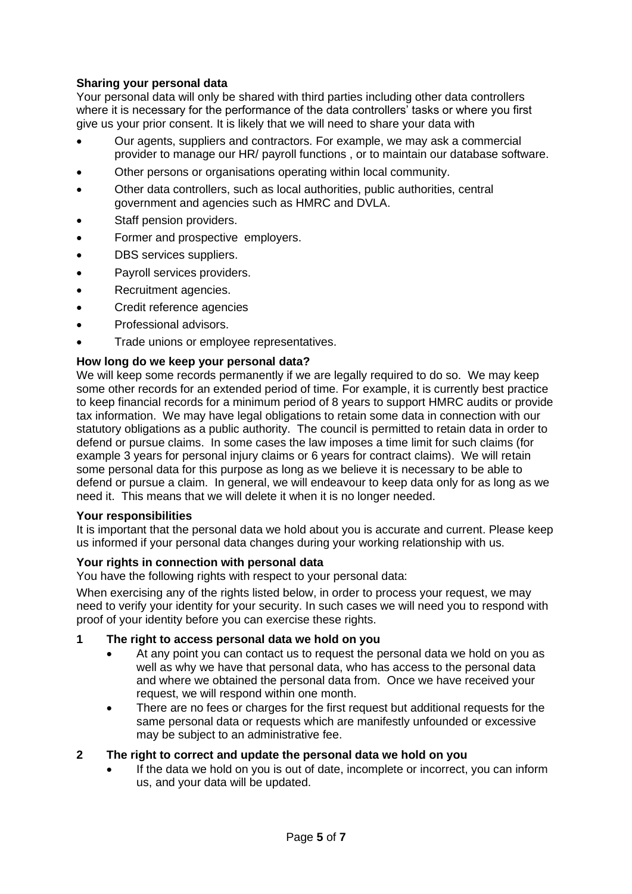**Sharing your personal data**

Your personal data will only be shared with third parties including other data controllers where it is necessary for the performance of the data controllers' tasks or where you first give us your prior consent. It is likely that we will need to share your data with

- Our agents, suppliers and contractors. For example, we may ask a commercial provider to manage our HR/ payroll functions , or to maintain our database software.
- Other persons or organisations operating within local community.
- Other data controllers, such as local authorities, public authorities, central government and agencies such as HMRC and DVLA.
- Staff pension providers.
- Former and prospective employers.
- DBS services suppliers.
- Payroll services providers.
- Recruitment agencies.
- Credit reference agencies
- Professional advisors.
- Trade unions or employee representatives.

**How long do we keep your personal data?**

We will keep some records permanently if we are legally required to do so. We may keep some other records for an extended period of time. For example, it is currently best practice to keep financial records for a minimum period of 8 years to support HMRC audits or provide tax information. We may have legal obligations to retain some data in connection with our statutory obligations as a public authority. The council is permitted to retain data in order to defend or pursue claims. In some cases the law imposes a time limit for such claims (for example 3 years for personal injury claims or 6 years for contract claims). We will retain some personal data for this purpose as long as we believe it is necessary to be able to defend or pursue a claim. In general, we will endeavour to keep data only for as long as we need it. This means that we will delete it when it is no longer needed.

**Your responsibilities**

It is important that the personal data we hold about you is accurate and current. Please keep us informed if your personal data changes during your working relationship with us.

**Your rights in connection with personal data**

You have the following rights with respect to your personal data:

When exercising any of the rights listed below, in order to process your request, we may need to verify your identity for your security. In such cases we will need you to respond with proof of your identity before you can exercise these rights.

**1 The right to access personal data we hold on you**

- At any point you can contact us to request the personal data we hold on you as well as why we have that personal data, who has access to the personal data and where we obtained the personal data from. Once we have received your request, we will respond within one month.
- There are no fees or charges for the first request but additional requests for the same personal data or requests which are manifestly unfounded or excessive may be subject to an administrative fee.

**2 The right to correct and update the personal data we hold on you**

- If the data we hold on you is out of date, incomplete or incorrect, you can inform us, and your data will be updated.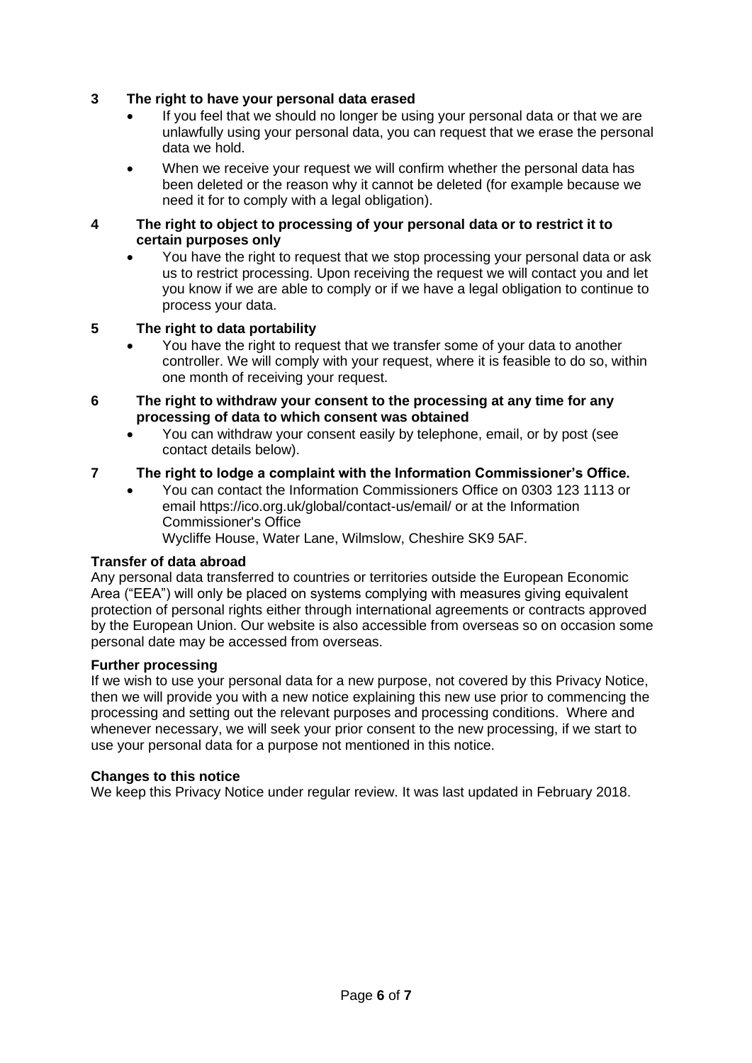**3 The right to have your personal data erased**

- If you feel that we should no longer be using your personal data or that we are unlawfully using your personal data, you can request that we erase the personal data we hold.
- When we receive your request we will confirm whether the personal data has been deleted or the reason why it cannot be deleted (for example because we need it for to comply with a legal obligation).

**4 The right to object to processing of your personal data or to restrict it to certain purposes only**

- You have the right to request that we stop processing your personal data or ask us to restrict processing. Upon receiving the request we will contact you and let you know if we are able to comply or if we have a legal obligation to continue to process your data.

**5 The right to data portability**

- You have the right to request that we transfer some of your data to another controller. We will comply with your request, where it is feasible to do so, within one month of receiving your request.

**6 The right to withdraw your consent to the processing at any time for any processing of data to which consent was obtained**

- You can withdraw your consent easily by telephone, email, or by post (see contact details below).

**7 The right to lodge a complaint with the Information Commissioner's Office.**

- You can contact the Information Commissioners Office on 0303 123 1113 or email https://ico.org.uk/global/contact-us/email/ or at the Information Commissioner's Office
  Wycliffe House, Water Lane, Wilmslow, Cheshire SK9 5AF.

**Transfer of data abroad**

Any personal data transferred to countries or territories outside the European Economic Area ("EEA") will only be placed on systems complying with measures giving equivalent protection of personal rights either through international agreements or contracts approved by the European Union. Our website is also accessible from overseas so on occasion some personal date may be accessed from overseas.

**Further processing**

If we wish to use your personal data for a new purpose, not covered by this Privacy Notice, then we will provide you with a new notice explaining this new use prior to commencing the processing and setting out the relevant purposes and processing conditions. Where and whenever necessary, we will seek your prior consent to the new processing, if we start to use your personal data for a purpose not mentioned in this notice.

**Changes to this notice**

We keep this Privacy Notice under regular review. It was last updated in February 2018.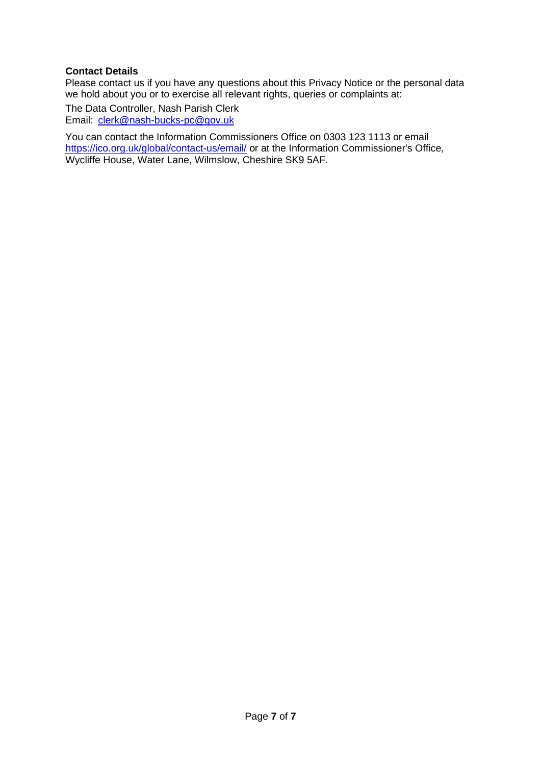**Contact Details**

Please contact us if you have any questions about this Privacy Notice or the personal data we hold about you or to exercise all relevant rights, queries or complaints at:

The Data Controller, Nash Parish Clerk
Email: clerk@nash-bucks-pc@gov.uk

You can contact the Information Commissioners Office on 0303 123 1113 or email https://ico.org.uk/global/contact-us/email/ or at the Information Commissioner's Office, Wycliffe House, Water Lane, Wilmslow, Cheshire SK9 5AF.